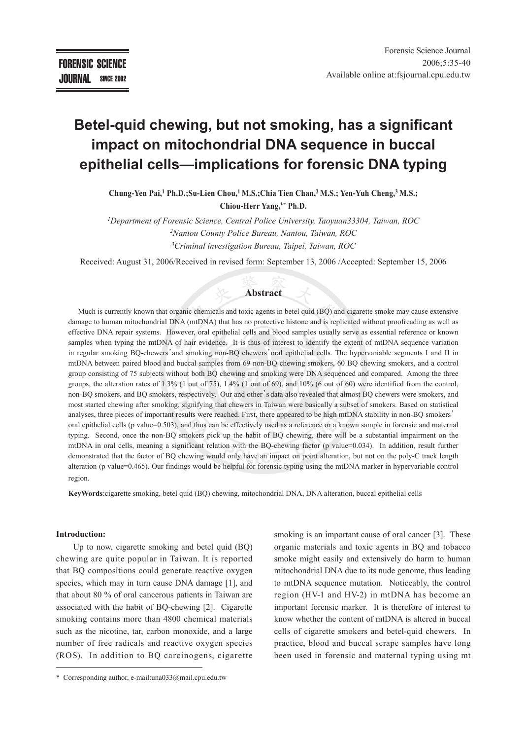# Betel-quid chewing, but not smoking, has a significant impact on mitochondrial DNA sequence in buccal epithelial cells—implications for forensic DNA typing

**Chung-Yen Pai,[1] Ph.D.;Su-Lien Chou,[1] M.S.;Chia Tien Chan,[2] M.S.; Yen-Yuh Cheng,[3] M.S.; Chiou-Herr Yang,[1,*] Ph.D.**

*[1]Department of Forensic Science, Central Police University, Taoyuan33304, Taiwan, ROC*
*[2]Nantou County Police Bureau, Nantou, Taiwan, ROC*
*[3]Criminal investigation Bureau, Taipei, Taiwan, ROC*

Received: August 31, 2006/Received in revised form: September 13, 2006 /Accepted: September 15, 2006

## Abstract

Much is currently known that organic chemicals and toxic agents in betel quid (BQ) and cigarette smoke may cause extensive damage to human mitochondrial DNA (mtDNA) that has no protective histone and is replicated without proofreading as well as effective DNA repair systems. However, oral epithelial cells and blood samples usually serve as essential reference or known samples when typing the mtDNA of hair evidence. It is thus of interest to identify the extent of mtDNA sequence variation in regular smoking BQ-chewers' and smoking non-BQ chewers' oral epithelial cells. The hypervariable segments I and II in mtDNA between paired blood and buccal samples from 69 non-BQ chewing smokers, 60 BQ chewing smokers, and a control group consisting of 75 subjects without both BQ chewing and smoking were DNA sequenced and compared. Among the three groups, the alteration rates of 1.3% (1 out of 75), 1.4% (1 out of 69), and 10% (6 out of 60) were identified from the control, non-BQ smokers, and BQ smokers, respectively. Our and other's data also revealed that almost BQ chewers were smokers, and most started chewing after smoking, signifying that chewers in Taiwan were basically a subset of smokers. Based on statistical analyses, three pieces of important results were reached. First, there appeared to be high mtDNA stability in non-BQ smokers' oral epithelial cells (p value=0.503), and thus can be effectively used as a reference or a known sample in forensic and maternal typing. Second, once the non-BQ smokers pick up the habit of BQ chewing, there will be a substantial impairment on the mtDNA in oral cells, meaning a significant relation with the BQ-chewing factor (p value=0.034). In addition, result further demonstrated that the factor of BQ chewing would only have an impact on point alteration, but not on the poly-C track length alteration (p value=0.465). Our findings would be helpful for forensic typing using the mtDNA marker in hypervariable control region.

**KeyWords**:cigarette smoking, betel quid (BQ) chewing, mitochondrial DNA, DNA alteration, buccal epithelial cells

**Introduction:**

Up to now, cigarette smoking and betel quid (BQ) chewing are quite popular in Taiwan. It is reported that BQ compositions could generate reactive oxygen species, which may in turn cause DNA damage [1], and that about 80 % of oral cancerous patients in Taiwan are associated with the habit of BQ-chewing [2]. Cigarette smoking contains more than 4800 chemical materials such as the nicotine, tar, carbon monoxide, and a large number of free radicals and reactive oxygen species (ROS). In addition to BQ carcinogens, cigarette smoking is an important cause of oral cancer [3]. These organic materials and toxic agents in BQ and tobacco smoke might easily and extensively do harm to human mitochondrial DNA due to its nude genome, thus leading to mtDNA sequence mutation. Noticeably, the control region (HV-1 and HV-2) in mtDNA has become an important forensic marker. It is therefore of interest to know whether the content of mtDNA is altered in buccal cells of cigarette smokers and betel-quid chewers. In practice, blood and buccal scrape samples have long been used in forensic and maternal typing using mt

\* Corresponding author, e-mail:una033@mail.cpu.edu.tw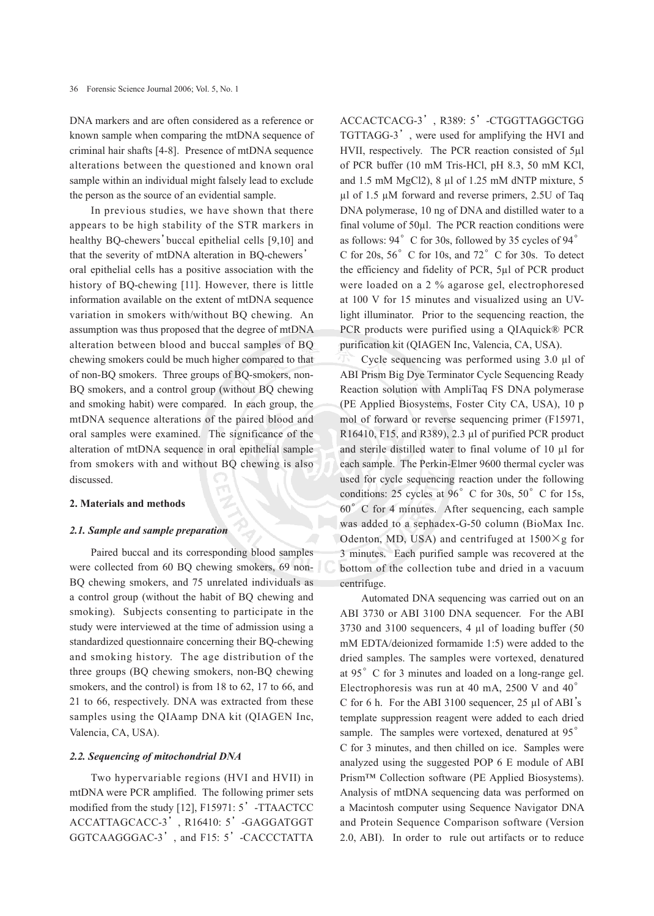DNA markers and are often considered as a reference or known sample when comparing the mtDNA sequence of criminal hair shafts [4-8]. Presence of mtDNA sequence alterations between the questioned and known oral sample within an individual might falsely lead to exclude the person as the source of an evidential sample.

In previous studies, we have shown that there appears to be high stability of the STR markers in healthy BQ-chewers' buccal epithelial cells [9,10] and that the severity of mtDNA alteration in BQ-chewers' oral epithelial cells has a positive association with the history of BQ-chewing [11]. However, there is little information available on the extent of mtDNA sequence variation in smokers with/without BQ chewing. An assumption was thus proposed that the degree of mtDNA alteration between blood and buccal samples of BQ chewing smokers could be much higher compared to that of non-BQ smokers. Three groups of BQ-smokers, non-BQ smokers, and a control group (without BQ chewing and smoking habit) were compared. In each group, the mtDNA sequence alterations of the paired blood and oral samples were examined. The significance of the alteration of mtDNA sequence in oral epithelial sample from smokers with and without BQ chewing is also discussed.

## 2. Materials and methods

### *2.1. Sample and sample preparation*

Paired buccal and its corresponding blood samples were collected from 60 BQ chewing smokers, 69 non-BQ chewing smokers, and 75 unrelated individuals as a control group (without the habit of BQ chewing and smoking). Subjects consenting to participate in the study were interviewed at the time of admission using a standardized questionnaire concerning their BQ-chewing and smoking history. The age distribution of the three groups (BQ chewing smokers, non-BQ chewing smokers, and the control) is from 18 to 62, 17 to 66, and 21 to 66, respectively. DNA was extracted from these samples using the QIAamp DNA kit (QIAGEN Inc, Valencia, CA, USA).

### *2.2. Sequencing of mitochondrial DNA*

Two hypervariable regions (HVI and HVII) in mtDNA were PCR amplified. The following primer sets modified from the study [12], F15971: 5'-TTAACTCC ACCATTAGCACC-3', R16410: 5'-GAGGATGGT GGTCAAGGGAC-3', and F15: 5'-CACCCTATTA ACCACTCACG-3', R389: 5'-CTGGTTAGGCTGG TGTTAGG-3', were used for amplifying the HVI and HVII, respectively. The PCR reaction consisted of 5µl of PCR buffer (10 mM Tris-HCl, pH 8.3, 50 mM KCl, and 1.5 mM $MgCl_2$), 8 µl of 1.25 mM dNTP mixture, 5 µl of 1.5 µM forward and reverse primers, 2.5U of Taq DNA polymerase, 10 ng of DNA and distilled water to a final volume of 50µl. The PCR reaction conditions were as follows: 94° C for 30s, followed by 35 cycles of 94° C for 20s, 56° C for 10s, and 72° C for 30s. To detect the efficiency and fidelity of PCR, 5µl of PCR product were loaded on a 2 % agarose gel, electrophoresed at 100 V for 15 minutes and visualized using an UV-light illuminator. Prior to the sequencing reaction, the PCR products were purified using a QIAquick® PCR purification kit (QIAGEN Inc, Valencia, CA, USA).

Cycle sequencing was performed using 3.0 µl of ABI Prism Big Dye Terminator Cycle Sequencing Ready Reaction solution with AmpliTaq FS DNA polymerase (PE Applied Biosystems, Foster City CA, USA), 10 p mol of forward or reverse sequencing primer (F15971, R16410, F15, and R389), 2.3 µl of purified PCR product and sterile distilled water to final volume of 10 µl for each sample. The Perkin-Elmer 9600 thermal cycler was used for cycle sequencing reaction under the following conditions: 25 cycles at 96° C for 30s, 50° C for 15s, 60° C for 4 minutes. After sequencing, each sample was added to a sephadex-G-50 column (BioMax Inc. Odenton, MD, USA) and centrifuged at 1500×g for 3 minutes. Each purified sample was recovered at the bottom of the collection tube and dried in a vacuum centrifuge.

Automated DNA sequencing was carried out on an ABI 3730 or ABI 3100 DNA sequencer. For the ABI 3730 and 3100 sequencers, 4 µl of loading buffer (50 mM EDTA/deionized formamide 1:5) were added to the dried samples. The samples were vortexed, denatured at 95° C for 3 minutes and loaded on a long-range gel. Electrophoresis was run at 40 mA, 2500 V and 40° C for 6 h. For the ABI 3100 sequencer, 25 µl of ABI's template suppression reagent were added to each dried sample. The samples were vortexed, denatured at 95° C for 3 minutes, and then chilled on ice. Samples were analyzed using the suggested POP 6 E module of ABI Prism™ Collection software (PE Applied Biosystems). Analysis of mtDNA sequencing data was performed on a Macintosh computer using Sequence Navigator DNA and Protein Sequence Comparison software (Version 2.0, ABI). In order to rule out artifacts or to reduce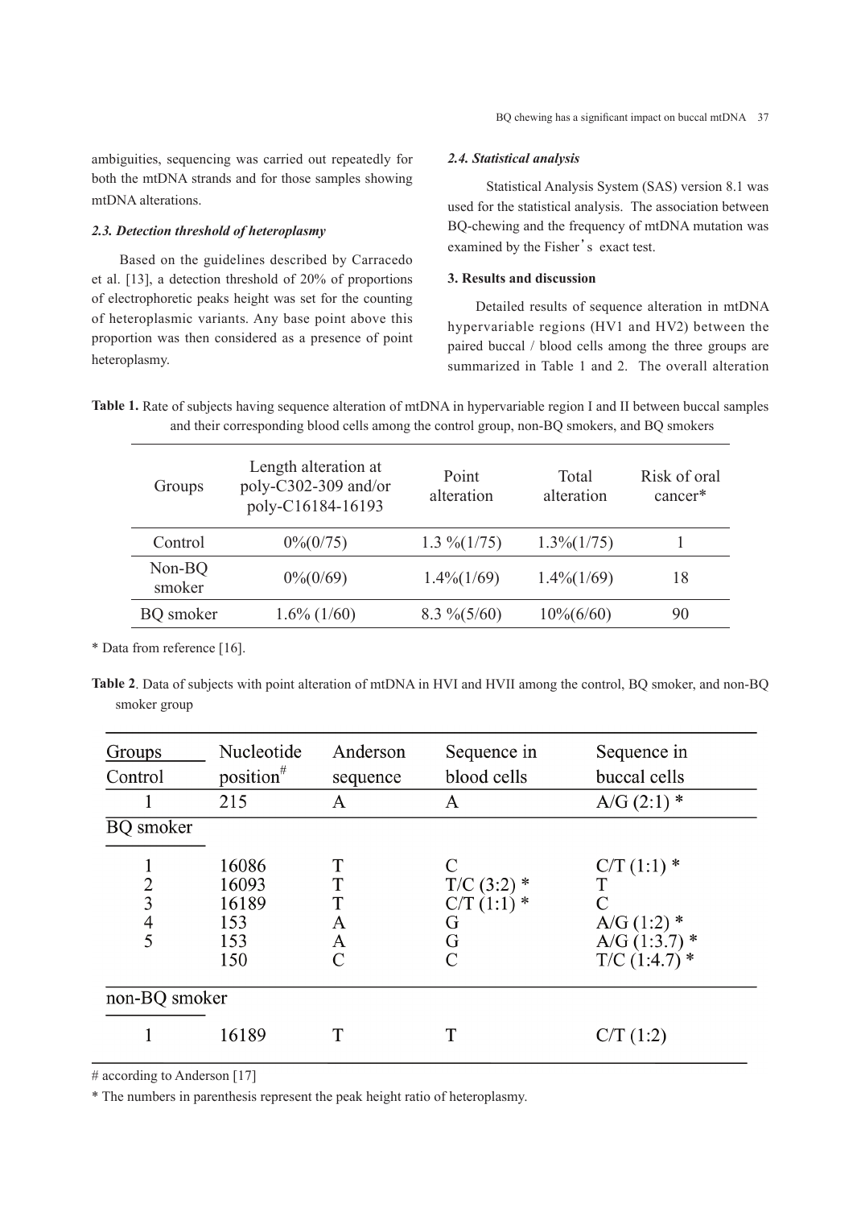ambiguities, sequencing was carried out repeatedly for both the mtDNA strands and for those samples showing mtDNA alterations.

### *2.3. Detection threshold of heteroplasmy*

Based on the guidelines described by Carracedo et al. [13], a detection threshold of 20% of proportions of electrophoretic peaks height was set for the counting of heteroplasmic variants. Any base point above this proportion was then considered as a presence of point heteroplasmy.

### *2.4. Statistical analysis*

Statistical Analysis System (SAS) version 8.1 was used for the statistical analysis. The association between BQ-chewing and the frequency of mtDNA mutation was examined by the Fisher's exact test.

## 3. Results and discussion

Detailed results of sequence alteration in mtDNA hypervariable regions (HV1 and HV2) between the paired buccal / blood cells among the three groups are summarized in Table 1 and 2. The overall alteration

**Table 1.** Rate of subjects having sequence alteration of mtDNA in hypervariable region I and II between buccal samples and their corresponding blood cells among the control group, non-BQ smokers, and BQ smokers

| Groups | Length alteration at poly-C302-309 and/or poly-C16184-16193 | Point alteration | Total alteration | Risk of oral cancer* |
|---|---|---|---|---|
| Control | 0%(0/75) | 1.3 %(1/75) | 1.3%(1/75) | 1 |
| Non-BQ smoker | 0%(0/69) | 1.4%(1/69) | 1.4%(1/69) | 18 |
| BQ smoker | 1.6% (1/60) | 8.3 %(5/60) | 10%(6/60) | 90 |

\* Data from reference [16].

**Table 2**. Data of subjects with point alteration of mtDNA in HVI and HVII among the control, BQ smoker, and non-BQ smoker group

| Groups | Nucleotide position# | Anderson sequence | Sequence in blood cells | Sequence in buccal cells |
|---|---|---|---|---|
| **Control** | | | | |
| 1 | 215 | A | A | A/G (2:1) * |
| **BQ smoker** | | | | |
| 1 | 16086 | T | C | C/T (1:1) * |
| 2 | 16093 | T | T/C (3:2) * | T |
| 3 | 16189 | T | C/T (1:1) * | C |
| 4 | 153 | A | G | A/G (1:2) * |
| 5 | 153 | A | G | A/G (1:3.7) * |
| | 150 | C | C | T/C (1:4.7) * |
| **non-BQ smoker** | | | | |
| 1 | 16189 | T | T | C/T (1:2) |

\# according to Anderson [17]

\* The numbers in parenthesis represent the peak height ratio of heteroplasmy.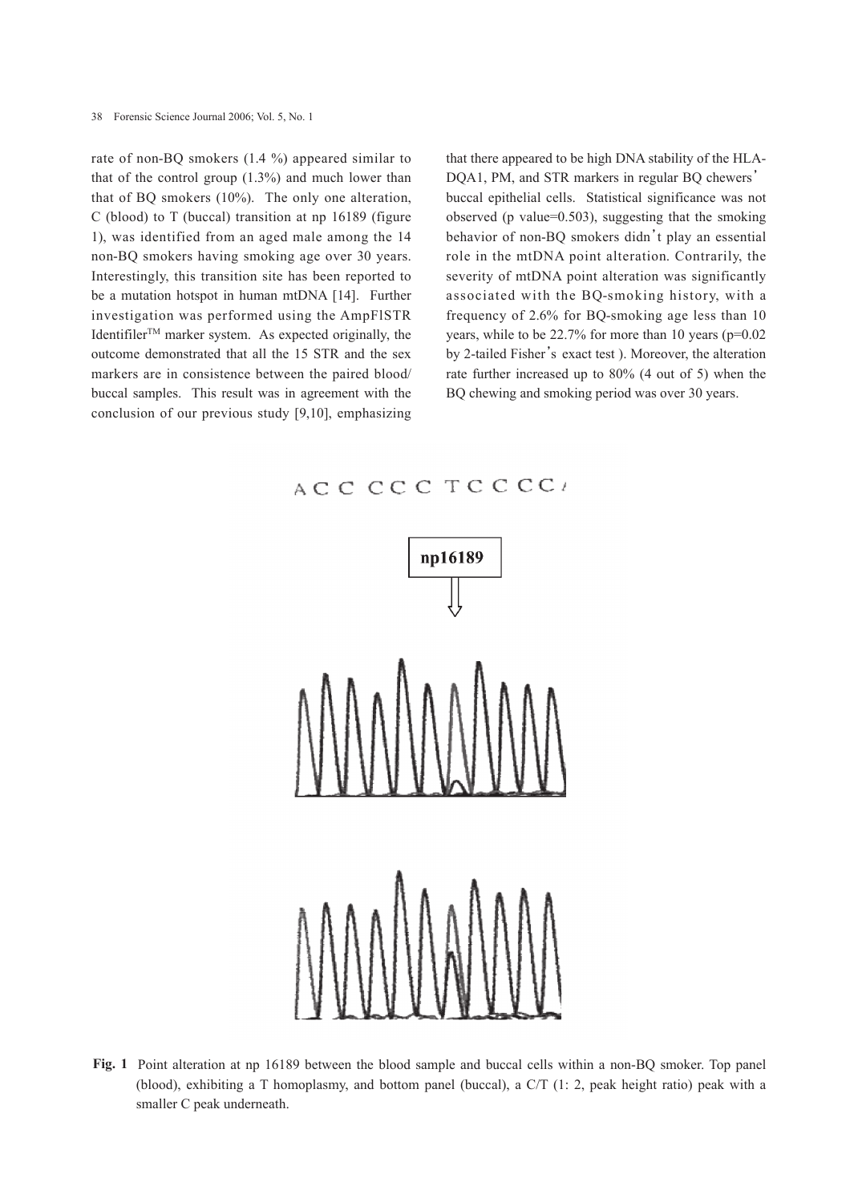rate of non-BQ smokers (1.4 %) appeared similar to that of the control group (1.3%) and much lower than that of BQ smokers (10%). The only one alteration, C (blood) to T (buccal) transition at np 16189 (figure 1), was identified from an aged male among the 14 non-BQ smokers having smoking age over 30 years. Interestingly, this transition site has been reported to be a mutation hotspot in human mtDNA [14]. Further investigation was performed using the AmpFlSTR Identifiler™ marker system. As expected originally, the outcome demonstrated that all the 15 STR and the sex markers are in consistence between the paired blood/buccal samples. This result was in agreement with the conclusion of our previous study [9,10], emphasizing that there appeared to be high DNA stability of the HLA-DQA1, PM, and STR markers in regular BQ chewers' buccal epithelial cells. Statistical significance was not observed (p value=0.503), suggesting that the smoking behavior of non-BQ smokers didn't play an essential role in the mtDNA point alteration. Contrarily, the severity of mtDNA point alteration was significantly associated with the BQ-smoking history, with a frequency of 2.6% for BQ-smoking age less than 10 years, while to be 22.7% for more than 10 years (p=0.02 by 2-tailed Fisher's exact test ). Moreover, the alteration rate further increased up to 80% (4 out of 5) when the BQ chewing and smoking period was over 30 years.

**Fig. 1** Point alteration at np 16189 between the blood sample and buccal cells within a non-BQ smoker. Top panel (blood), exhibiting a T homoplasmy, and bottom panel (buccal), a C/T (1: 2, peak height ratio) peak with a smaller C peak underneath.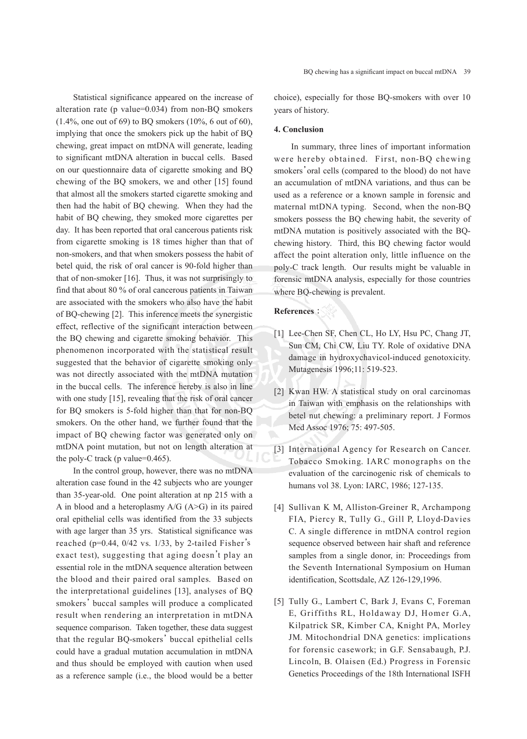Statistical significance appeared on the increase of alteration rate (p value=0.034) from non-BQ smokers (1.4%, one out of 69) to BQ smokers (10%, 6 out of 60), implying that once the smokers pick up the habit of BQ chewing, great impact on mtDNA will generate, leading to significant mtDNA alteration in buccal cells. Based on our questionnaire data of cigarette smoking and BQ chewing of the BQ smokers, we and other [15] found that almost all the smokers started cigarette smoking and then had the habit of BQ chewing. When they had the habit of BQ chewing, they smoked more cigarettes per day. It has been reported that oral cancerous patients risk from cigarette smoking is 18 times higher than that of non-smokers, and that when smokers possess the habit of betel quid, the risk of oral cancer is 90-fold higher than that of non-smoker [16]. Thus, it was not surprisingly to find that about 80 % of oral cancerous patients in Taiwan are associated with the smokers who also have the habit of BQ-chewing [2]. This inference meets the synergistic effect, reflective of the significant interaction between the BQ chewing and cigarette smoking behavior. This phenomenon incorporated with the statistical result suggested that the behavior of cigarette smoking only was not directly associated with the mtDNA mutation in the buccal cells. The inference hereby is also in line with one study [15], revealing that the risk of oral cancer for BQ smokers is 5-fold higher than that for non-BQ smokers. On the other hand, we further found that the impact of BQ chewing factor was generated only on mtDNA point mutation, but not on length alteration at the poly-C track (p value=0.465).

In the control group, however, there was no mtDNA alteration case found in the 42 subjects who are younger than 35-year-old. One point alteration at np 215 with a A in blood and a heteroplasmy A/G (A>G) in its paired oral epithelial cells was identified from the 33 subjects with age larger than 35 yrs. Statistical significance was reached (p=0.44, 0/42 vs. 1/33, by 2-tailed Fisher's exact test), suggesting that aging doesn't play an essential role in the mtDNA sequence alteration between the blood and their paired oral samples. Based on the interpretational guidelines [13], analyses of BQ smokers' buccal samples will produce a complicated result when rendering an interpretation in mtDNA sequence comparison. Taken together, these data suggest that the regular BQ-smokers' buccal epithelial cells could have a gradual mutation accumulation in mtDNA and thus should be employed with caution when used as a reference sample (i.e., the blood would be a better choice), especially for those BQ-smokers with over 10 years of history.

#### 4. Conclusion

In summary, three lines of important information were hereby obtained. First, non-BQ chewing smokers' oral cells (compared to the blood) do not have an accumulation of mtDNA variations, and thus can be used as a reference or a known sample in forensic and maternal mtDNA typing. Second, when the non-BQ smokers possess the BQ chewing habit, the severity of mtDNA mutation is positively associated with the BQ-chewing history. Third, this BQ chewing factor would affect the point alteration only, little influence on the poly-C track length. Our results might be valuable in forensic mtDNA analysis, especially for those countries where BQ-chewing is prevalent.

#### References：

[1] Lee-Chen SF, Chen CL, Ho LY, Hsu PC, Chang JT, Sun CM, Chi CW, Liu TY. Role of oxidative DNA damage in hydroxychavicol-induced genotoxicity. Mutagenesis 1996;11: 519-523.

[2] Kwan HW. A statistical study on oral carcinomas in Taiwan with emphasis on the relationships with betel nut chewing: a preliminary report. J Formos Med Assoc 1976; 75: 497-505.

[3] International Agency for Research on Cancer. Tobacco Smoking. IARC monographs on the evaluation of the carcinogenic risk of chemicals to humans vol 38. Lyon: IARC, 1986; 127-135.

[4] Sullivan K M, Alliston-Greiner R, Archampong FIA, Piercy R, Tully G., Gill P, Lloyd-Davies C. A single difference in mtDNA control region sequence observed between hair shaft and reference samples from a single donor, in: Proceedings from the Seventh International Symposium on Human identification, Scottsdale, AZ 126-129,1996.

[5] Tully G., Lambert C, Bark J, Evans C, Foreman E, Griffiths RL, Holdaway DJ, Homer G.A, Kilpatrick SR, Kimber CA, Knight PA, Morley JM. Mitochondrial DNA genetics: implications for forensic casework; in G.F. Sensabaugh, P.J. Lincoln, B. Olaisen (Ed.) Progress in Forensic Genetics Proceedings of the 18th International ISFH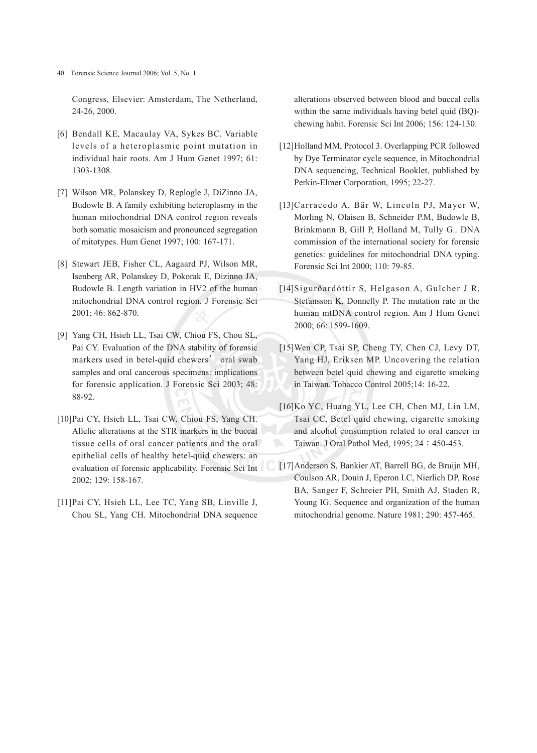Congress, Elsevier: Amsterdam, The Netherland, 24-26, 2000.

[6] Bendall KE, Macaulay VA, Sykes BC. Variable levels of a heteroplasmic point mutation in individual hair roots. Am J Hum Genet 1997; 61: 1303-1308.

[7] Wilson MR, Polanskey D, Replogle J, DiZinno JA, Budowle B. A family exhibiting heteroplasmy in the human mitochondrial DNA control region reveals both somatic mosaicism and pronounced segregation of mitotypes. Hum Genet 1997; 100: 167-171.

[8] Stewart JEB, Fisher CL, Aagaard PJ, Wilson MR, Isenberg AR, Polanskey D, Pokorak E, Dizinno JA, Budowle B. Length variation in HV2 of the human mitochondrial DNA control region. J Forensic Sci 2001; 46: 862-870.

[9] Yang CH, Hsieh LL, Tsai CW, Chiou FS, Chou SL, Pai CY. Evaluation of the DNA stability of forensic markers used in betel-quid chewers' oral swab samples and oral cancerous specimens: implications for forensic application. J Forensic Sci 2003; 48: 88-92.

[10] Pai CY, Hsieh LL, Tsai CW, Chiou FS, Yang CH. Allelic alterations at the STR markers in the buccal tissue cells of oral cancer patients and the oral epithelial cells of healthy betel-quid chewers: an evaluation of forensic applicability. Forensic Sci Int 2002; 129: 158-167.

[11] Pai CY, Hsieh LL, Lee TC, Yang SB, Linville J, Chou SL, Yang CH. Mitochondrial DNA sequence alterations observed between blood and buccal cells within the same individuals having betel quid (BQ)-chewing habit. Forensic Sci Int 2006; 156: 124-130.

[12] Holland MM, Protocol 3. Overlapping PCR followed by Dye Terminator cycle sequence, in Mitochondrial DNA sequencing, Technical Booklet, published by Perkin-Elmer Corporation, 1995; 22-27.

[13] Carracedo A, Bär W, Lincoln PJ, Mayer W, Morling N, Olaisen B, Schneider P.M, Budowle B, Brinkmann B, Gill P, Holland M, Tully G.. DNA commission of the international society for forensic genetics: guidelines for mitochondrial DNA typing. Forensic Sci Int 2000; 110: 79-85.

[14] Sigurðardóttir S, Helgason A, Gulcher J R, Stefansson K, Donnelly P. The mutation rate in the human mtDNA control region. Am J Hum Genet 2000; 66: 1599-1609.

[15] Wen CP, Tsai SP, Cheng TY, Chen CJ, Levy DT, Yang HJ, Eriksen MP. Uncovering the relation between betel quid chewing and cigarette smoking in Taiwan. Tobacco Control 2005;14: 16-22.

[16] Ko YC, Huang YL, Lee CH, Chen MJ, Lin LM, Tsai CC, Betel quid chewing, cigarette smoking and alcohol consumption related to oral cancer in Taiwan. J Oral Pathol Med, 1995; 24：450-453.

[17] Anderson S, Bankier AT, Barrell BG, de Bruijn MH, Coulson AR, Douin J, Eperon I.C, Nierlich DP, Rose BA, Sanger F, Schreier PH, Smith AJ, Staden R, Young IG. Sequence and organization of the human mitochondrial genome. Nature 1981; 290: 457-465.